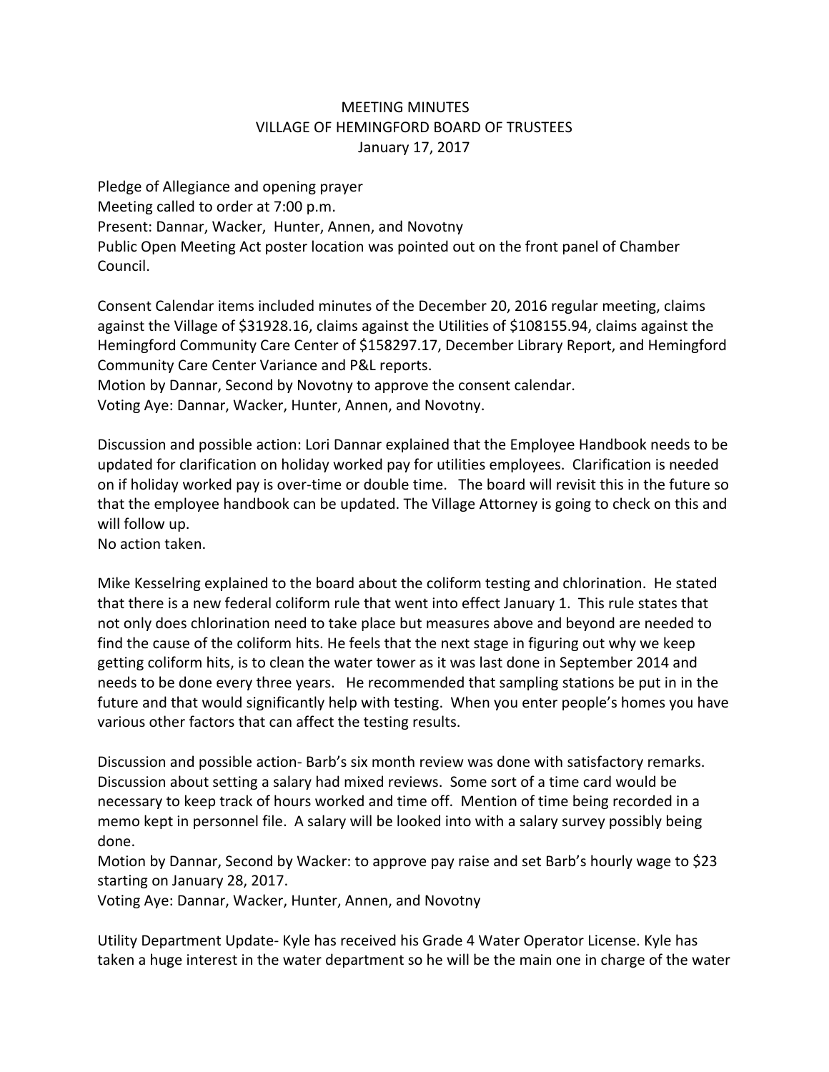# MEETING MINUTES
## VILLAGE OF HEMINGFORD BOARD OF TRUSTEES
### January 17, 2017

Pledge of Allegiance and opening prayer
Meeting called to order at 7:00 p.m.
Present: Dannar, Wacker, Hunter, Annen, and Novotny
Public Open Meeting Act poster location was pointed out on the front panel of Chamber Council.

Consent Calendar items included minutes of the December 20, 2016 regular meeting, claims against the Village of $31928.16, claims against the Utilities of $108155.94, claims against the Hemingford Community Care Center of $158297.17, December Library Report, and Hemingford Community Care Center Variance and P&L reports.
Motion by Dannar, Second by Novotny to approve the consent calendar.
Voting Aye: Dannar, Wacker, Hunter, Annen, and Novotny.

Discussion and possible action: Lori Dannar explained that the Employee Handbook needs to be updated for clarification on holiday worked pay for utilities employees. Clarification is needed on if holiday worked pay is over-time or double time. The board will revisit this in the future so that the employee handbook can be updated. The Village Attorney is going to check on this and will follow up.
No action taken.

Mike Kesselring explained to the board about the coliform testing and chlorination. He stated that there is a new federal coliform rule that went into effect January 1. This rule states that not only does chlorination need to take place but measures above and beyond are needed to find the cause of the coliform hits. He feels that the next stage in figuring out why we keep getting coliform hits, is to clean the water tower as it was last done in September 2014 and needs to be done every three years. He recommended that sampling stations be put in in the future and that would significantly help with testing. When you enter people's homes you have various other factors that can affect the testing results.

Discussion and possible action- Barb's six month review was done with satisfactory remarks. Discussion about setting a salary had mixed reviews. Some sort of a time card would be necessary to keep track of hours worked and time off. Mention of time being recorded in a memo kept in personnel file. A salary will be looked into with a salary survey possibly being done.
Motion by Dannar, Second by Wacker: to approve pay raise and set Barb's hourly wage to $23 starting on January 28, 2017.
Voting Aye: Dannar, Wacker, Hunter, Annen, and Novotny

Utility Department Update- Kyle has received his Grade 4 Water Operator License. Kyle has taken a huge interest in the water department so he will be the main one in charge of the water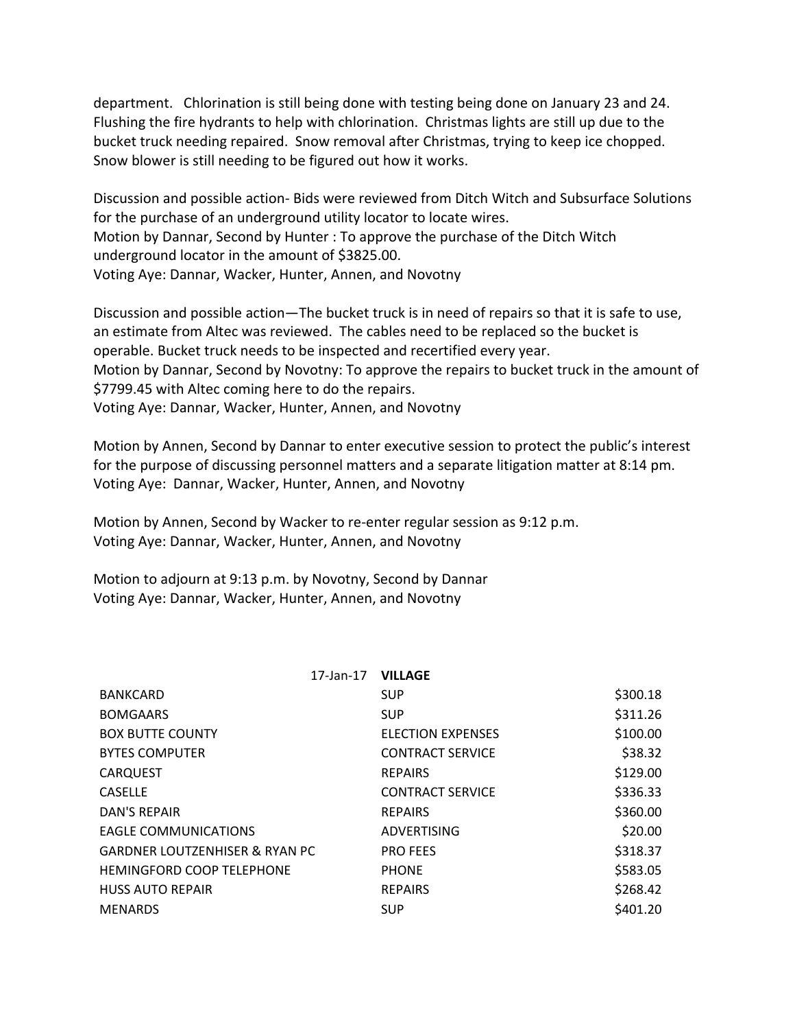department. Chlorination is still being done with testing being done on January 23 and 24. Flushing the fire hydrants to help with chlorination. Christmas lights are still up due to the bucket truck needing repaired. Snow removal after Christmas, trying to keep ice chopped. Snow blower is still needing to be figured out how it works.

Discussion and possible action- Bids were reviewed from Ditch Witch and Subsurface Solutions for the purchase of an underground utility locator to locate wires.
Motion by Dannar, Second by Hunter : To approve the purchase of the Ditch Witch underground locator in the amount of $3825.00.
Voting Aye: Dannar, Wacker, Hunter, Annen, and Novotny

Discussion and possible action—The bucket truck is in need of repairs so that it is safe to use, an estimate from Altec was reviewed. The cables need to be replaced so the bucket is operable. Bucket truck needs to be inspected and recertified every year.
Motion by Dannar, Second by Novotny: To approve the repairs to bucket truck in the amount of $7799.45 with Altec coming here to do the repairs.
Voting Aye: Dannar, Wacker, Hunter, Annen, and Novotny

Motion by Annen, Second by Dannar to enter executive session to protect the public's interest for the purpose of discussing personnel matters and a separate litigation matter at 8:14 pm.
Voting Aye: Dannar, Wacker, Hunter, Annen, and Novotny

Motion by Annen, Second by Wacker to re-enter regular session as 9:12 p.m.
Voting Aye: Dannar, Wacker, Hunter, Annen, and Novotny

Motion to adjourn at 9:13 p.m. by Novotny, Second by Dannar
Voting Aye: Dannar, Wacker, Hunter, Annen, and Novotny

| 17-Jan-17 | **VILLAGE** | |
|---|---|---|
| BANKCARD | SUP | $300.18 |
| BOMGAARS | SUP | $311.26 |
| BOX BUTTE COUNTY | ELECTION EXPENSES | $100.00 |
| BYTES COMPUTER | CONTRACT SERVICE | $38.32 |
| CARQUEST | REPAIRS | $129.00 |
| CASELLE | CONTRACT SERVICE | $336.33 |
| DAN'S REPAIR | REPAIRS | $360.00 |
| EAGLE COMMUNICATIONS | ADVERTISING | $20.00 |
| GARDNER LOUTZENHISER & RYAN PC | PRO FEES | $318.37 |
| HEMINGFORD COOP TELEPHONE | PHONE | $583.05 |
| HUSS AUTO REPAIR | REPAIRS | $268.42 |
| MENARDS | SUP | $401.20 |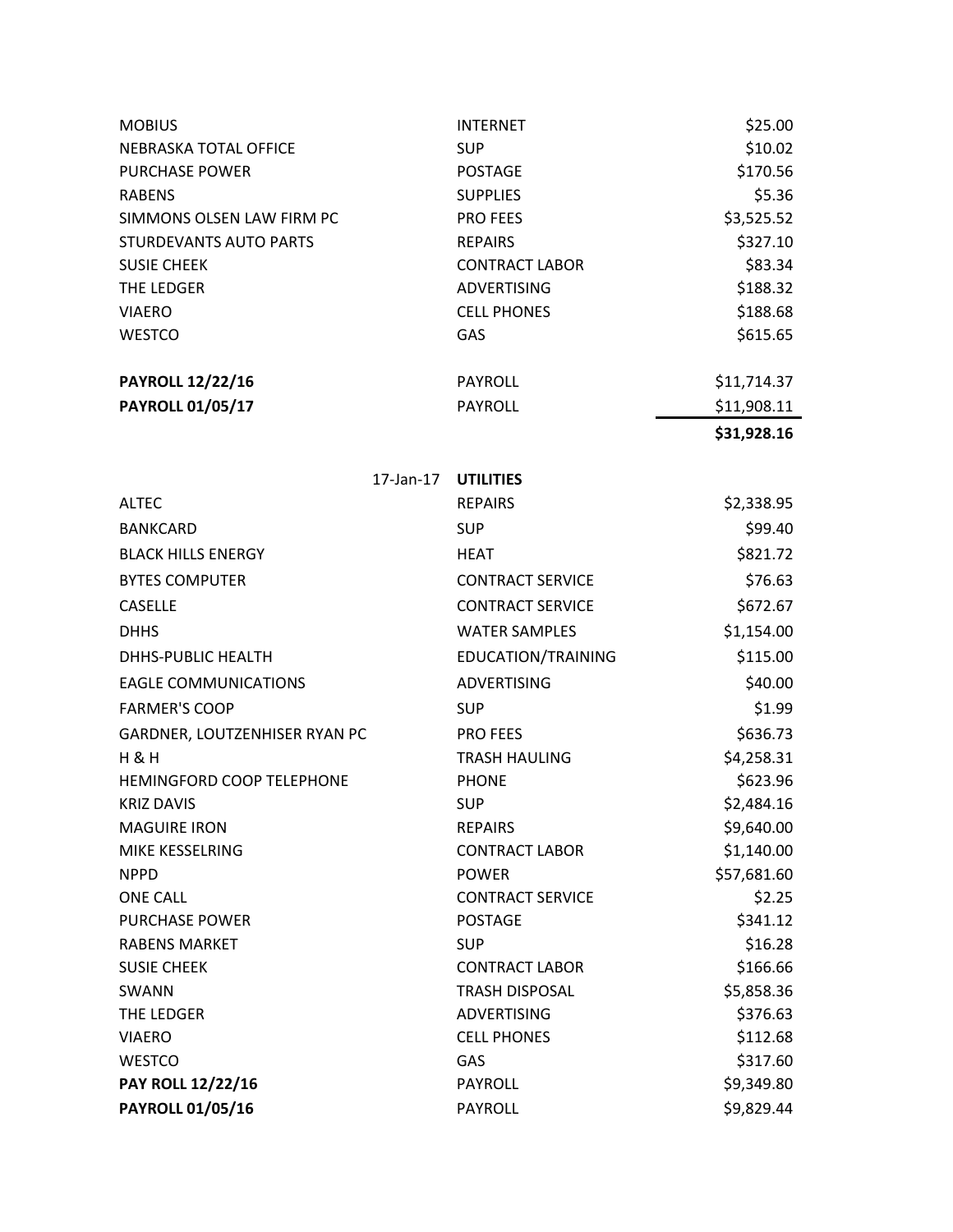| | | |
|---|---|---|
| MOBIUS | INTERNET | $25.00 |
| NEBRASKA TOTAL OFFICE | SUP | $10.02 |
| PURCHASE POWER | POSTAGE | $170.56 |
| RABENS | SUPPLIES | $5.36 |
| SIMMONS OLSEN LAW FIRM PC | PRO FEES | $3,525.52 |
| STURDEVANTS AUTO PARTS | REPAIRS | $327.10 |
| SUSIE CHEEK | CONTRACT LABOR | $83.34 |
| THE LEDGER | ADVERTISING | $188.32 |
| VIAERO | CELL PHONES | $188.68 |
| WESTCO | GAS | $615.65 |
| | | |
| **PAYROLL 12/22/16** | PAYROLL | $11,714.37 |
| **PAYROLL 01/05/17** | PAYROLL | $11,908.11 |
| | | **$31,928.16** |

| 17-Jan-17 | **UTILITIES** | |
|---|---|---|
| ALTEC | REPAIRS | $2,338.95 |
| BANKCARD | SUP | $99.40 |
| BLACK HILLS ENERGY | HEAT | $821.72 |
| BYTES COMPUTER | CONTRACT SERVICE | $76.63 |
| CASELLE | CONTRACT SERVICE | $672.67 |
| DHHS | WATER SAMPLES | $1,154.00 |
| DHHS-PUBLIC HEALTH | EDUCATION/TRAINING | $115.00 |
| EAGLE COMMUNICATIONS | ADVERTISING | $40.00 |
| FARMER'S COOP | SUP | $1.99 |
| GARDNER, LOUTZENHISER RYAN PC | PRO FEES | $636.73 |
| H & H | TRASH HAULING | $4,258.31 |
| HEMINGFORD COOP TELEPHONE | PHONE | $623.96 |
| KRIZ DAVIS | SUP | $2,484.16 |
| MAGUIRE IRON | REPAIRS | $9,640.00 |
| MIKE KESSELRING | CONTRACT LABOR | $1,140.00 |
| NPPD | POWER | $57,681.60 |
| ONE CALL | CONTRACT SERVICE | $2.25 |
| PURCHASE POWER | POSTAGE | $341.12 |
| RABENS MARKET | SUP | $16.28 |
| SUSIE CHEEK | CONTRACT LABOR | $166.66 |
| SWANN | TRASH DISPOSAL | $5,858.36 |
| THE LEDGER | ADVERTISING | $376.63 |
| VIAERO | CELL PHONES | $112.68 |
| WESTCO | GAS | $317.60 |
| **PAY ROLL 12/22/16** | PAYROLL | $9,349.80 |
| **PAYROLL 01/05/16** | PAYROLL | $9,829.44 |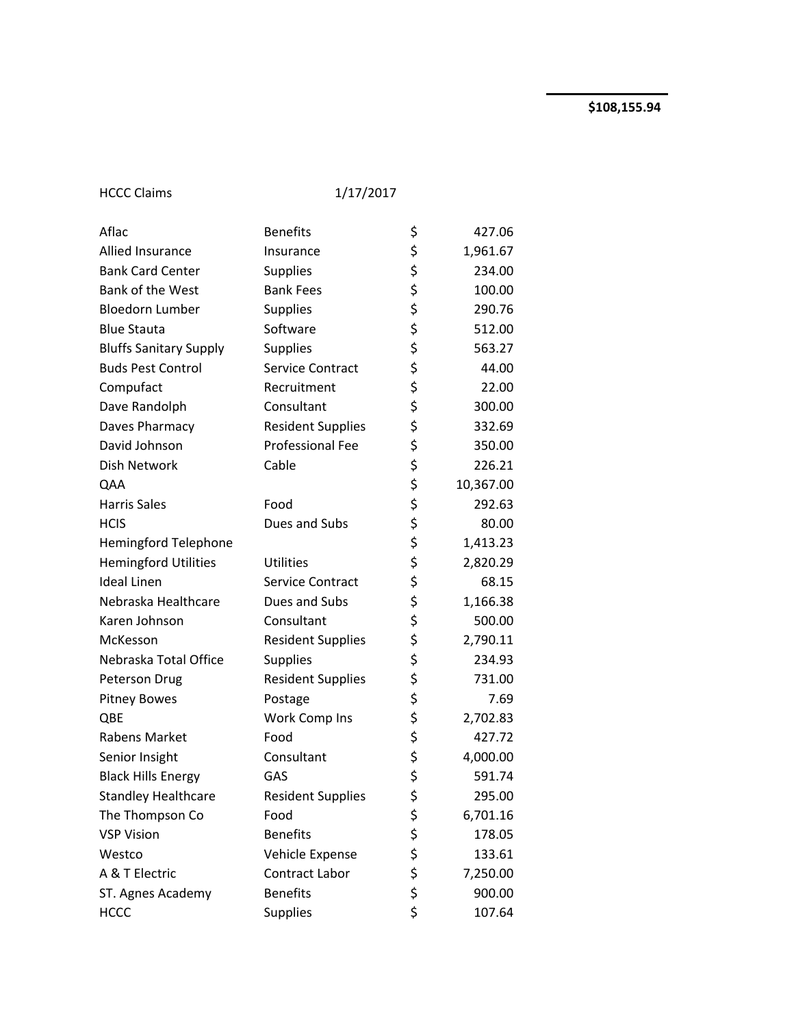**$108,155.94**

HCCC Claims 1/17/2017

| Vendor | Category | | Amount |
|---|---|---|---|
| Aflac | Benefits | $ | 427.06 |
| Allied Insurance | Insurance | $ | 1,961.67 |
| Bank Card Center | Supplies | $ | 234.00 |
| Bank of the West | Bank Fees | $ | 100.00 |
| Bloedorn Lumber | Supplies | $ | 290.76 |
| Blue Stauta | Software | $ | 512.00 |
| Bluffs Sanitary Supply | Supplies | $ | 563.27 |
| Buds Pest Control | Service Contract | $ | 44.00 |
| Compufact | Recruitment | $ | 22.00 |
| Dave Randolph | Consultant | $ | 300.00 |
| Daves Pharmacy | Resident Supplies | $ | 332.69 |
| David Johnson | Professional Fee | $ | 350.00 |
| Dish Network | Cable | $ | 226.21 |
| QAA | | $ | 10,367.00 |
| Harris Sales | Food | $ | 292.63 |
| HCIS | Dues and Subs | $ | 80.00 |
| Hemingford Telephone | | $ | 1,413.23 |
| Hemingford Utilities | Utilities | $ | 2,820.29 |
| Ideal Linen | Service Contract | $ | 68.15 |
| Nebraska Healthcare | Dues and Subs | $ | 1,166.38 |
| Karen Johnson | Consultant | $ | 500.00 |
| McKesson | Resident Supplies | $ | 2,790.11 |
| Nebraska Total Office | Supplies | $ | 234.93 |
| Peterson Drug | Resident Supplies | $ | 731.00 |
| Pitney Bowes | Postage | $ | 7.69 |
| QBE | Work Comp Ins | $ | 2,702.83 |
| Rabens Market | Food | $ | 427.72 |
| Senior Insight | Consultant | $ | 4,000.00 |
| Black Hills Energy | GAS | $ | 591.74 |
| Standley Healthcare | Resident Supplies | $ | 295.00 |
| The Thompson Co | Food | $ | 6,701.16 |
| VSP Vision | Benefits | $ | 178.05 |
| Westco | Vehicle Expense | $ | 133.61 |
| A & T Electric | Contract Labor | $ | 7,250.00 |
| ST. Agnes Academy | Benefits | $ | 900.00 |
| HCCC | Supplies | $ | 107.64 |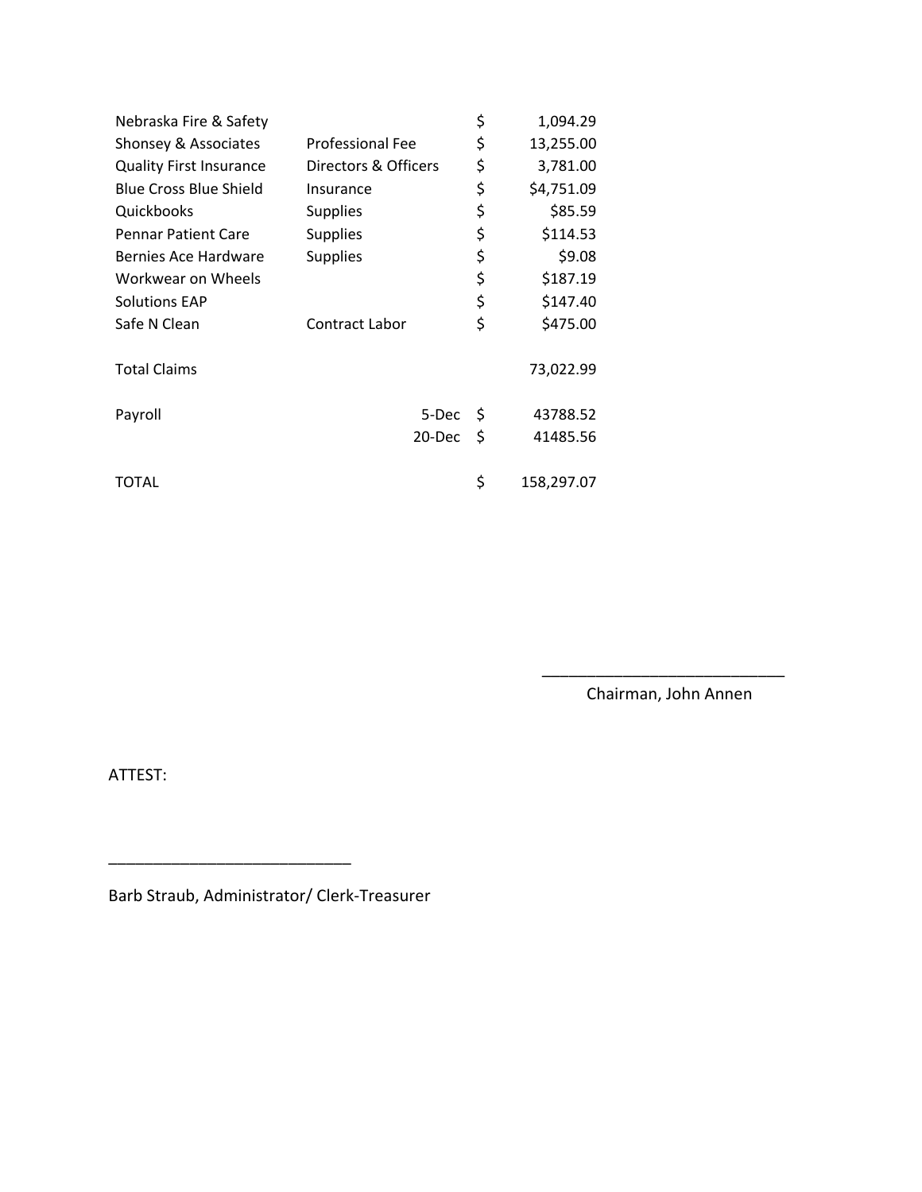| | | | |
|---|---|---|---|
| Nebraska Fire & Safety | | $ | 1,094.29 |
| Shonsey & Associates | Professional Fee | $ | 13,255.00 |
| Quality First Insurance | Directors & Officers | $ | 3,781.00 |
| Blue Cross Blue Shield | Insurance | $ | $4,751.09 |
| Quickbooks | Supplies | $ | $85.59 |
| Pennar Patient Care | Supplies | $ | $114.53 |
| Bernies Ace Hardware | Supplies | $ | $9.08 |
| Workwear on Wheels | | $ | $187.19 |
| Solutions EAP | | $ | $147.40 |
| Safe N Clean | Contract Labor | $ | $475.00 |
| | | | |
| Total Claims | | | 73,022.99 |
| | | | |
| Payroll | 5-Dec | $ | 43788.52 |
| | 20-Dec | $ | 41485.56 |
| | | | |
| TOTAL | | $ | 158,297.07 |

___________________________

Chairman, John Annen

ATTEST:

___________________________

Barb Straub, Administrator/ Clerk-Treasurer